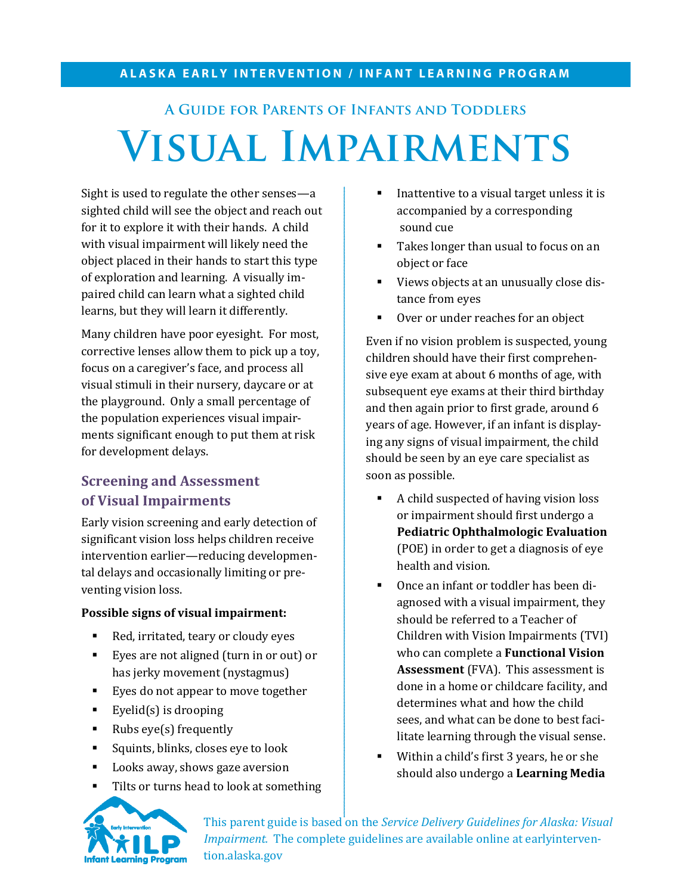**ALASKA EARLY INTERVENTION / INFANT LEARNING PROGRAM**

## A Guide for Parents of Infants and Toddlers

# Visual Impairments

Sight is used to regulate the other senses—a sighted child will see the object and reach out for it to explore it with their hands. A child with visual impairment will likely need the object placed in their hands to start this type of exploration and learning. A visually impaired child can learn what a sighted child learns, but they will learn it differently.

Many children have poor eyesight. For most, corrective lenses allow them to pick up a toy, focus on a caregiver's face, and process all visual stimuli in their nursery, daycare or at the playground. Only a small percentage of the population experiences visual impairments significant enough to put them at risk for development delays.

## Screening and Assessment of Visual Impairments

Early vision screening and early detection of significant vision loss helps children receive intervention earlier—reducing developmental delays and occasionally limiting or preventing vision loss.

**Possible signs of visual impairment:**

- Red, irritated, teary or cloudy eyes
- Eyes are not aligned (turn in or out) or has jerky movement (nystagmus)
- Eyes do not appear to move together
- Eyelid(s) is drooping
- Rubs eye(s) frequently
- Squints, blinks, closes eye to look
- Looks away, shows gaze aversion
- Tilts or turns head to look at something
- Inattentive to a visual target unless it is accompanied by a corresponding sound cue
- Takes longer than usual to focus on an object or face
- Views objects at an unusually close distance from eyes
- Over or under reaches for an object

Even if no vision problem is suspected, young children should have their first comprehensive eye exam at about 6 months of age, with subsequent eye exams at their third birthday and then again prior to first grade, around 6 years of age. However, if an infant is displaying any signs of visual impairment, the child should be seen by an eye care specialist as soon as possible.

- A child suspected of having vision loss or impairment should first undergo a **Pediatric Ophthalmologic Evaluation** (POE) in order to get a diagnosis of eye health and vision.
- Once an infant or toddler has been diagnosed with a visual impairment, they should be referred to a Teacher of Children with Vision Impairments (TVI) who can complete a **Functional Vision Assessment** (FVA). This assessment is done in a home or childcare facility, and determines what and how the child sees, and what can be done to best facilitate learning through the visual sense.
- Within a child's first 3 years, he or she should also undergo a **Learning Media**

This parent guide is based on the *Service Delivery Guidelines for Alaska: Visual Impairment*. The complete guidelines are available online at earlyintervention.alaska.gov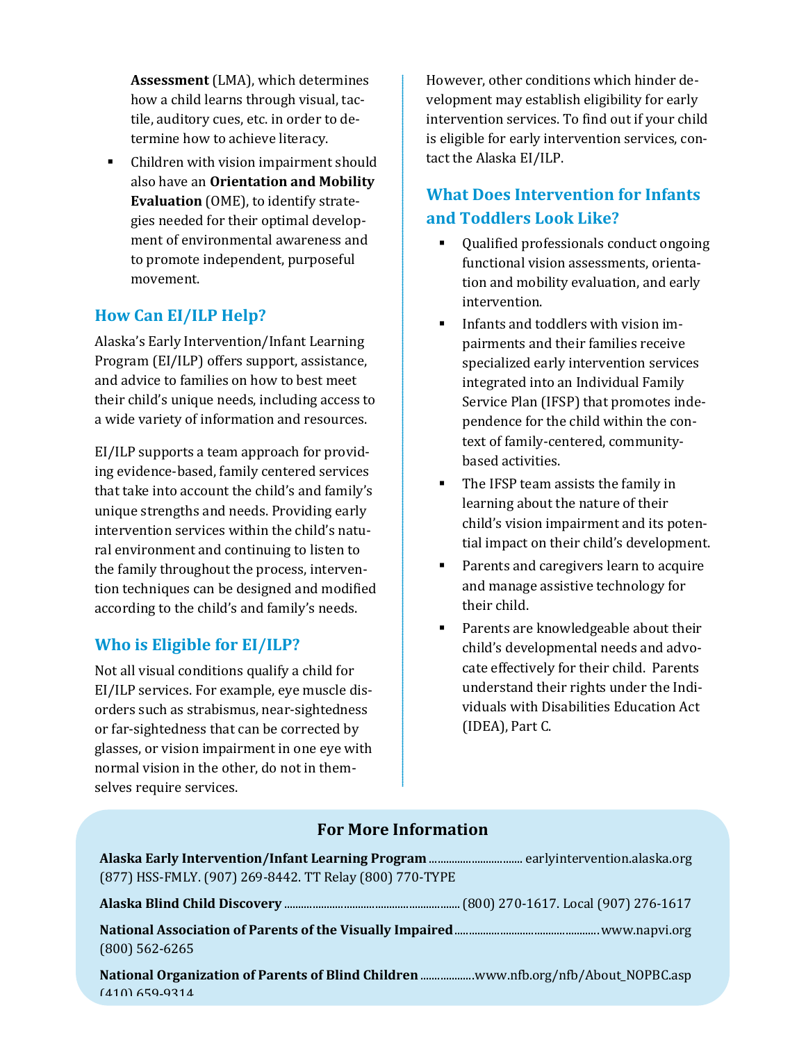**Assessment** (LMA), which determines how a child learns through visual, tactile, auditory cues, etc. in order to determine how to achieve literacy.

- Children with vision impairment should also have an **Orientation and Mobility Evaluation** (OME), to identify strategies needed for their optimal development of environmental awareness and to promote independent, purposeful movement.

## How Can EI/ILP Help?

Alaska's Early Intervention/Infant Learning Program (EI/ILP) offers support, assistance, and advice to families on how to best meet their child's unique needs, including access to a wide variety of information and resources.

EI/ILP supports a team approach for providing evidence-based, family centered services that take into account the child's and family's unique strengths and needs. Providing early intervention services within the child's natural environment and continuing to listen to the family throughout the process, intervention techniques can be designed and modified according to the child's and family's needs.

## Who is Eligible for EI/ILP?

Not all visual conditions qualify a child for EI/ILP services. For example, eye muscle disorders such as strabismus, near-sightedness or far-sightedness that can be corrected by glasses, or vision impairment in one eye with normal vision in the other, do not in themselves require services.

However, other conditions which hinder development may establish eligibility for early intervention services. To find out if your child is eligible for early intervention services, contact the Alaska EI/ILP.

## What Does Intervention for Infants and Toddlers Look Like?

- Qualified professionals conduct ongoing functional vision assessments, orientation and mobility evaluation, and early intervention.
- Infants and toddlers with vision impairments and their families receive specialized early intervention services integrated into an Individual Family Service Plan (IFSP) that promotes independence for the child within the context of family-centered, community-based activities.
- The IFSP team assists the family in learning about the nature of their child's vision impairment and its potential impact on their child's development.
- Parents and caregivers learn to acquire and manage assistive technology for their child.
- Parents are knowledgeable about their child's developmental needs and advocate effectively for their child. Parents understand their rights under the Individuals with Disabilities Education Act (IDEA), Part C.

## For More Information

**Alaska Early Intervention/Infant Learning Program** ................................ earlyintervention.alaska.org
(877) HSS-FMLY. (907) 269-8442. TT Relay (800) 770-TYPE

**Alaska Blind Child Discovery** ............................................................ (800) 270-1617. Local (907) 276-1617

**National Association of Parents of the Visually Impaired** .................................................. www.napvi.org
(800) 562-6265

**National Organization of Parents of Blind Children** .................. www.nfb.org/nfb/About_NOPBC.asp
(410) 659-9314